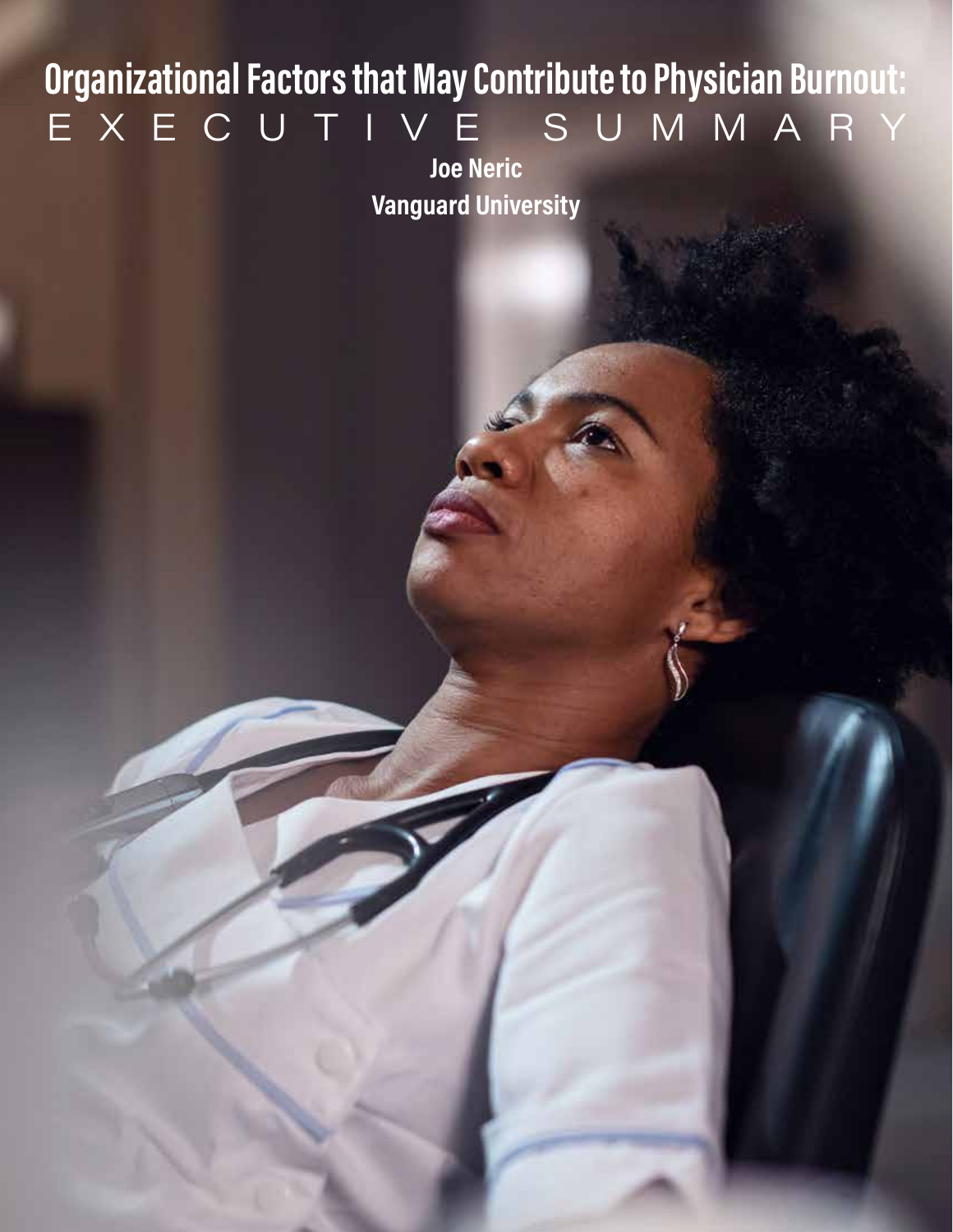# Organizational Factors that May Contribute to Physician Burnout:

## EXECUTIVE SUMMARY

**Joe Neric**

**Vanguard University**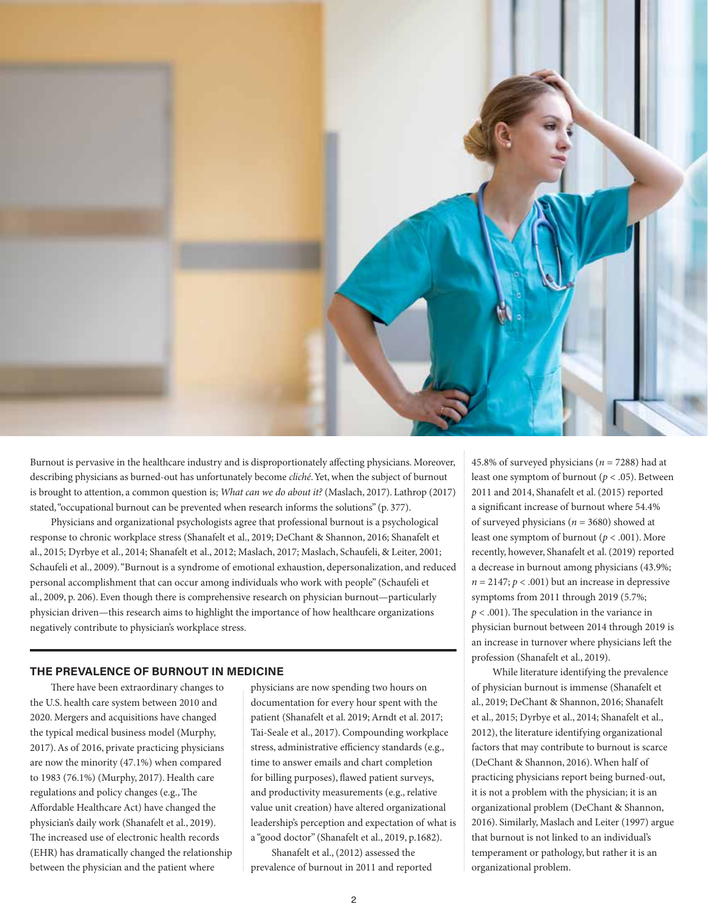Burnout is pervasive in the healthcare industry and is disproportionately affecting physicians. Moreover, describing physicians as burned-out has unfortunately become *cliché*. Yet, when the subject of burnout is brought to attention, a common question is; *What can we do about it?* (Maslach, 2017). Lathrop (2017) stated, "occupational burnout can be prevented when research informs the solutions" (p. 377).

Physicians and organizational psychologists agree that professional burnout is a psychological response to chronic workplace stress (Shanafelt et al., 2019; DeChant & Shannon, 2016; Shanafelt et al., 2015; Dyrbye et al., 2014; Shanafelt et al., 2012; Maslach, 2017; Maslach, Schaufeli, & Leiter, 2001; Schaufeli et al., 2009). "Burnout is a syndrome of emotional exhaustion, depersonalization, and reduced personal accomplishment that can occur among individuals who work with people" (Schaufeli et al., 2009, p. 206). Even though there is comprehensive research on physician burnout—particularly physician driven—this research aims to highlight the importance of how healthcare organizations negatively contribute to physician's workplace stress.

## THE PREVALENCE OF BURNOUT IN MEDICINE

There have been extraordinary changes to the U.S. health care system between 2010 and 2020. Mergers and acquisitions have changed the typical medical business model (Murphy, 2017). As of 2016, private practicing physicians are now the minority (47.1%) when compared to 1983 (76.1%) (Murphy, 2017). Health care regulations and policy changes (e.g., The Affordable Healthcare Act) have changed the physician's daily work (Shanafelt et al., 2019). The increased use of electronic health records (EHR) has dramatically changed the relationship between the physician and the patient where physicians are now spending two hours on documentation for every hour spent with the patient (Shanafelt et al. 2019; Arndt et al. 2017; Tai-Seale et al., 2017). Compounding workplace stress, administrative efficiency standards (e.g., time to answer emails and chart completion for billing purposes), flawed patient surveys, and productivity measurements (e.g., relative value unit creation) have altered organizational leadership's perception and expectation of what is a "good doctor" (Shanafelt et al., 2019, p.1682).

Shanafelt et al., (2012) assessed the prevalence of burnout in 2011 and reported 45.8% of surveyed physicians ($n = 7288$) had at least one symptom of burnout ($p < .05$). Between 2011 and 2014, Shanafelt et al. (2015) reported a significant increase of burnout where 54.4% of surveyed physicians ($n = 3680$) showed at least one symptom of burnout ($p < .001$). More recently, however, Shanafelt et al. (2019) reported a decrease in burnout among physicians (43.9%; $n = 2147$; $p < .001$) but an increase in depressive symptoms from 2011 through 2019 (5.7%; $p < .001$). The speculation in the variance in physician burnout between 2014 through 2019 is an increase in turnover where physicians left the profession (Shanafelt et al., 2019).

While literature identifying the prevalence of physician burnout is immense (Shanafelt et al., 2019; DeChant & Shannon, 2016; Shanafelt et al., 2015; Dyrbye et al., 2014; Shanafelt et al., 2012), the literature identifying organizational factors that may contribute to burnout is scarce (DeChant & Shannon, 2016). When half of practicing physicians report being burned-out, it is not a problem with the physician; it is an organizational problem (DeChant & Shannon, 2016). Similarly, Maslach and Leiter (1997) argue that burnout is not linked to an individual's temperament or pathology, but rather it is an organizational problem.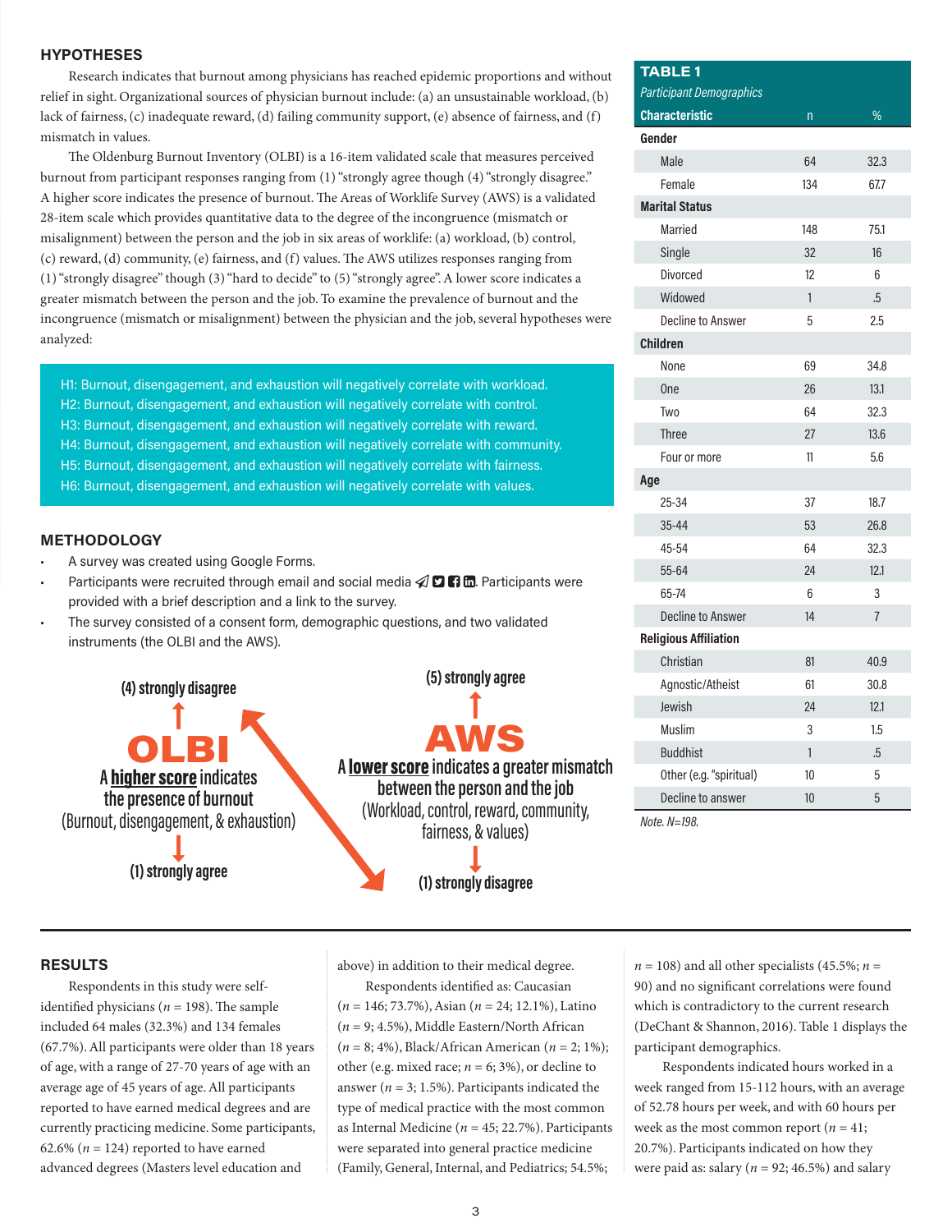## HYPOTHESES

Research indicates that burnout among physicians has reached epidemic proportions and without relief in sight. Organizational sources of physician burnout include: (a) an unsustainable workload, (b) lack of fairness, (c) inadequate reward, (d) failing community support, (e) absence of fairness, and (f) mismatch in values.

The Oldenburg Burnout Inventory (OLBI) is a 16-item validated scale that measures perceived burnout from participant responses ranging from (1) "strongly agree though (4) "strongly disagree." A higher score indicates the presence of burnout. The Areas of Worklife Survey (AWS) is a validated 28-item scale which provides quantitative data to the degree of the incongruence (mismatch or misalignment) between the person and the job in six areas of worklife: (a) workload, (b) control, (c) reward, (d) community, (e) fairness, and (f) values. The AWS utilizes responses ranging from (1) "strongly disagree" though (3) "hard to decide" to (5) "strongly agree". A lower score indicates a greater mismatch between the person and the job. To examine the prevalence of burnout and the incongruence (mismatch or misalignment) between the physician and the job, several hypotheses were analyzed:

H1: Burnout, disengagement, and exhaustion will negatively correlate with workload.
H2: Burnout, disengagement, and exhaustion will negatively correlate with control.
H3: Burnout, disengagement, and exhaustion will negatively correlate with reward.
H4: Burnout, disengagement, and exhaustion will negatively correlate with community.
H5: Burnout, disengagement, and exhaustion will negatively correlate with fairness.
H6: Burnout, disengagement, and exhaustion will negatively correlate with values.

## METHODOLOGY

- A survey was created using Google Forms.
- Participants were recruited through email and social media. Participants were provided with a brief description and a link to the survey.
- The survey consisted of a consent form, demographic questions, and two validated instruments (the OLBI and the AWS).

**OLBI**

(4) strongly disagree

A **higher score** indicates the presence of burnout (Burnout, disengagement, & exhaustion)

(1) strongly agree

**AWS**

(5) strongly agree

A **lower score** indicates a greater mismatch between the person and the job (Workload, control, reward, community, fairness, & values)

(1) strongly disagree

**TABLE 1**

*Participant Demographics*

| Characteristic | n | % |
|---|---|---|
| **Gender** | | |
| Male | 64 | 32.3 |
| Female | 134 | 67.7 |
| **Marital Status** | | |
| Married | 148 | 75.1 |
| Single | 32 | 16 |
| Divorced | 12 | 6 |
| Widowed | 1 | .5 |
| Decline to Answer | 5 | 2.5 |
| **Children** | | |
| None | 69 | 34.8 |
| One | 26 | 13.1 |
| Two | 64 | 32.3 |
| Three | 27 | 13.6 |
| Four or more | 11 | 5.6 |
| **Age** | | |
| 25-34 | 37 | 18.7 |
| 35-44 | 53 | 26.8 |
| 45-54 | 64 | 32.3 |
| 55-64 | 24 | 12.1 |
| 65-74 | 6 | 3 |
| Decline to Answer | 14 | 7 |
| **Religious Affiliation** | | |
| Christian | 81 | 40.9 |
| Agnostic/Atheist | 61 | 30.8 |
| Jewish | 24 | 12.1 |
| Muslim | 3 | 1.5 |
| Buddhist | 1 | .5 |
| Other (e.g. "spiritual) | 10 | 5 |
| Decline to answer | 10 | 5 |

*Note. N=198.*

## RESULTS

Respondents in this study were self-identified physicians (*n* = 198). The sample included 64 males (32.3%) and 134 females (67.7%). All participants were older than 18 years of age, with a range of 27-70 years of age with an average age of 45 years of age. All participants reported to have earned medical degrees and are currently practicing medicine. Some participants, 62.6% (*n* = 124) reported to have earned advanced degrees (Masters level education and above) in addition to their medical degree.

Respondents identified as: Caucasian (*n* = 146; 73.7%), Asian (*n* = 24; 12.1%), Latino (*n* = 9; 4.5%), Middle Eastern/North African (*n* = 8; 4%), Black/African American (*n* = 2; 1%); other (e.g. mixed race; *n* = 6; 3%), or decline to answer (*n* = 3; 1.5%). Participants indicated the type of medical practice with the most common as Internal Medicine (*n* = 45; 22.7%). Participants were separated into general practice medicine (Family, General, Internal, and Pediatrics; 54.5%; *n* = 108) and all other specialists (45.5%; *n* = 90) and no significant correlations were found which is contradictory to the current research (DeChant & Shannon, 2016). Table 1 displays the participant demographics.

Respondents indicated hours worked in a week ranged from 15-112 hours, with an average of 52.78 hours per week, and with 60 hours per week as the most common report (*n* = 41; 20.7%). Participants indicated on how they were paid as: salary (*n* = 92; 46.5%) and salary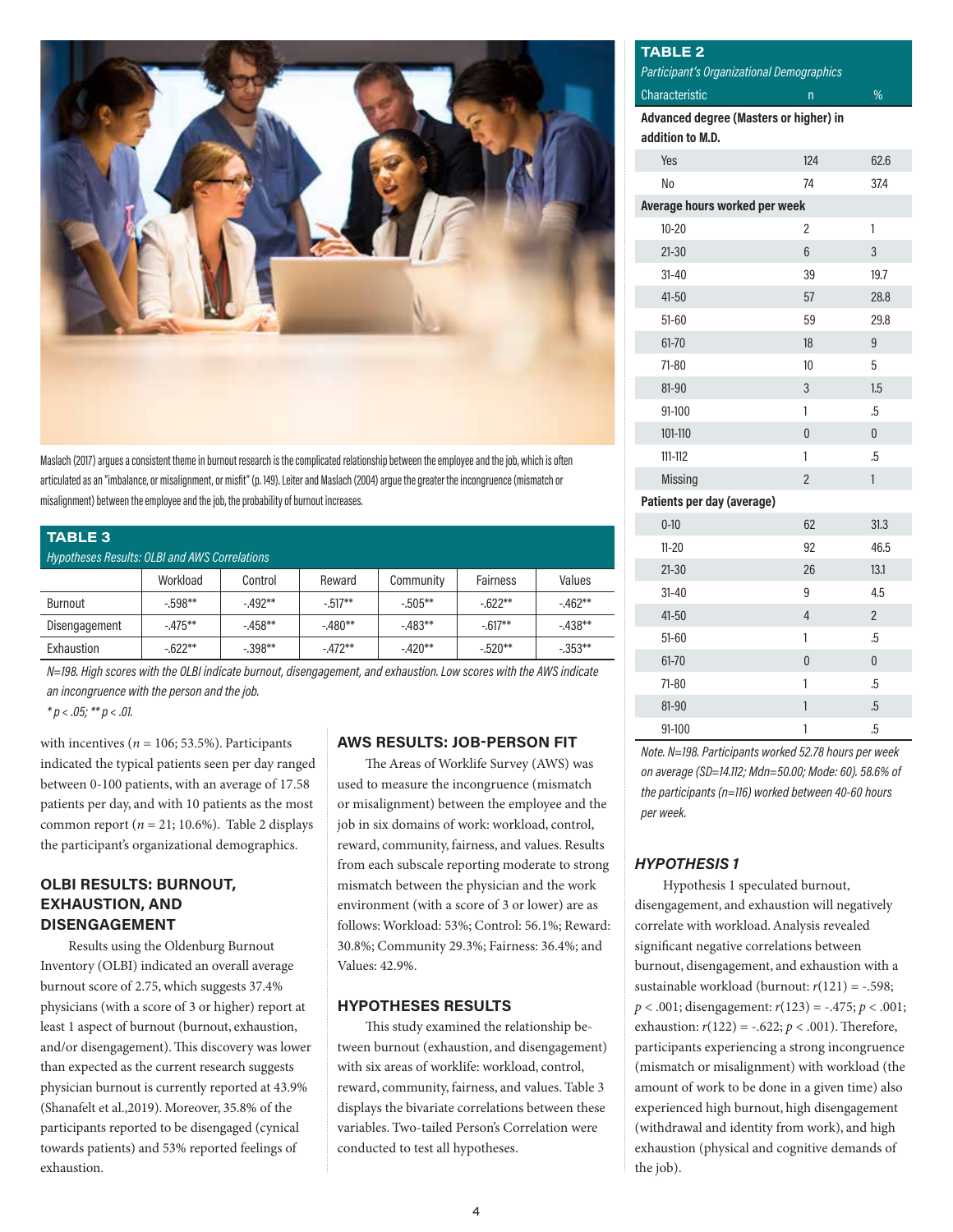Maslach (2017) argues a consistent theme in burnout research is the complicated relationship between the employee and the job, which is often articulated as an "imbalance, or misalignment, or misfit" (p. 149). Leiter and Maslach (2004) argue the greater the incongruence (mismatch or misalignment) between the employee and the job, the probability of burnout increases.

**TABLE 3**
*Hypotheses Results: OLBI and AWS Correlations*

| | Workload | Control | Reward | Community | Fairness | Values |
|---|---|---|---|---|---|---|
| Burnout | -.598** | -.492** | -.517** | -.505** | -.622** | -.462** |
| Disengagement | -.475** | -.458** | -.480** | -.483** | -.617** | -.438** |
| Exhaustion | -.622** | -.398** | -.472** | -.420** | -.520** | -.353** |

*N=198. High scores with the OLBI indicate burnout, disengagement, and exhaustion. Low scores with the AWS indicate an incongruence with the person and the job.*
*$p < .05$; ** $p < .01$.*

with incentives ($n$ = 106; 53.5%). Participants indicated the typical patients seen per day ranged between 0-100 patients, with an average of 17.58 patients per day, and with 10 patients as the most common report ($n$ = 21; 10.6%). Table 2 displays the participant's organizational demographics.

## OLBI RESULTS: BURNOUT, EXHAUSTION, AND DISENGAGEMENT

Results using the Oldenburg Burnout Inventory (OLBI) indicated an overall average burnout score of 2.75, which suggests 37.4% physicians (with a score of 3 or higher) report at least 1 aspect of burnout (burnout, exhaustion, and/or disengagement). This discovery was lower than expected as the current research suggests physician burnout is currently reported at 43.9% (Shanafelt et al.,2019). Moreover, 35.8% of the participants reported to be disengaged (cynical towards patients) and 53% reported feelings of exhaustion.

## AWS RESULTS: JOB-PERSON FIT

The Areas of Worklife Survey (AWS) was used to measure the incongruence (mismatch or misalignment) between the employee and the job in six domains of work: workload, control, reward, community, fairness, and values. Results from each subscale reporting moderate to strong mismatch between the physician and the work environment (with a score of 3 or lower) are as follows: Workload: 53%; Control: 56.1%; Reward: 30.8%; Community 29.3%; Fairness: 36.4%; and Values: 42.9%.

## HYPOTHESES RESULTS

This study examined the relationship between burnout (exhaustion, and disengagement) with six areas of worklife: workload, control, reward, community, fairness, and values. Table 3 displays the bivariate correlations between these variables. Two-tailed Person's Correlation were conducted to test all hypotheses.

**TABLE 2**
*Participant's Organizational Demographics*

| Characteristic | n | % |
|---|---|---|
| **Advanced degree (Masters or higher) in addition to M.D.** | | |
| Yes | 124 | 62.6 |
| No | 74 | 37.4 |
| **Average hours worked per week** | | |
| 10-20 | 2 | 1 |
| 21-30 | 6 | 3 |
| 31-40 | 39 | 19.7 |
| 41-50 | 57 | 28.8 |
| 51-60 | 59 | 29.8 |
| 61-70 | 18 | 9 |
| 71-80 | 10 | 5 |
| 81-90 | 3 | 1.5 |
| 91-100 | 1 | .5 |
| 101-110 | 0 | 0 |
| 111-112 | 1 | .5 |
| Missing | 2 | 1 |
| **Patients per day (average)** | | |
| 0-10 | 62 | 31.3 |
| 11-20 | 92 | 46.5 |
| 21-30 | 26 | 13.1 |
| 31-40 | 9 | 4.5 |
| 41-50 | 4 | 2 |
| 51-60 | 1 | .5 |
| 61-70 | 0 | 0 |
| 71-80 | 1 | .5 |
| 81-90 | 1 | .5 |
| 91-100 | 1 | .5 |

*Note. N=198. Participants worked 52.78 hours per week on average (SD=14.112; Mdn=50.00; Mode: 60). 58.6% of the participants (n=116) worked between 40-60 hours per week.*

### *HYPOTHESIS 1*

Hypothesis 1 speculated burnout, disengagement, and exhaustion will negatively correlate with workload. Analysis revealed significant negative correlations between burnout, disengagement, and exhaustion with a sustainable workload (burnout: $r(121) = -.598$; $p < .001$; disengagement: $r(123) = -.475$; $p < .001$; exhaustion: $r(122) = -.622$; $p < .001$). Therefore, participants experiencing a strong incongruence (mismatch or misalignment) with workload (the amount of work to be done in a given time) also experienced high burnout, high disengagement (withdrawal and identity from work), and high exhaustion (physical and cognitive demands of the job).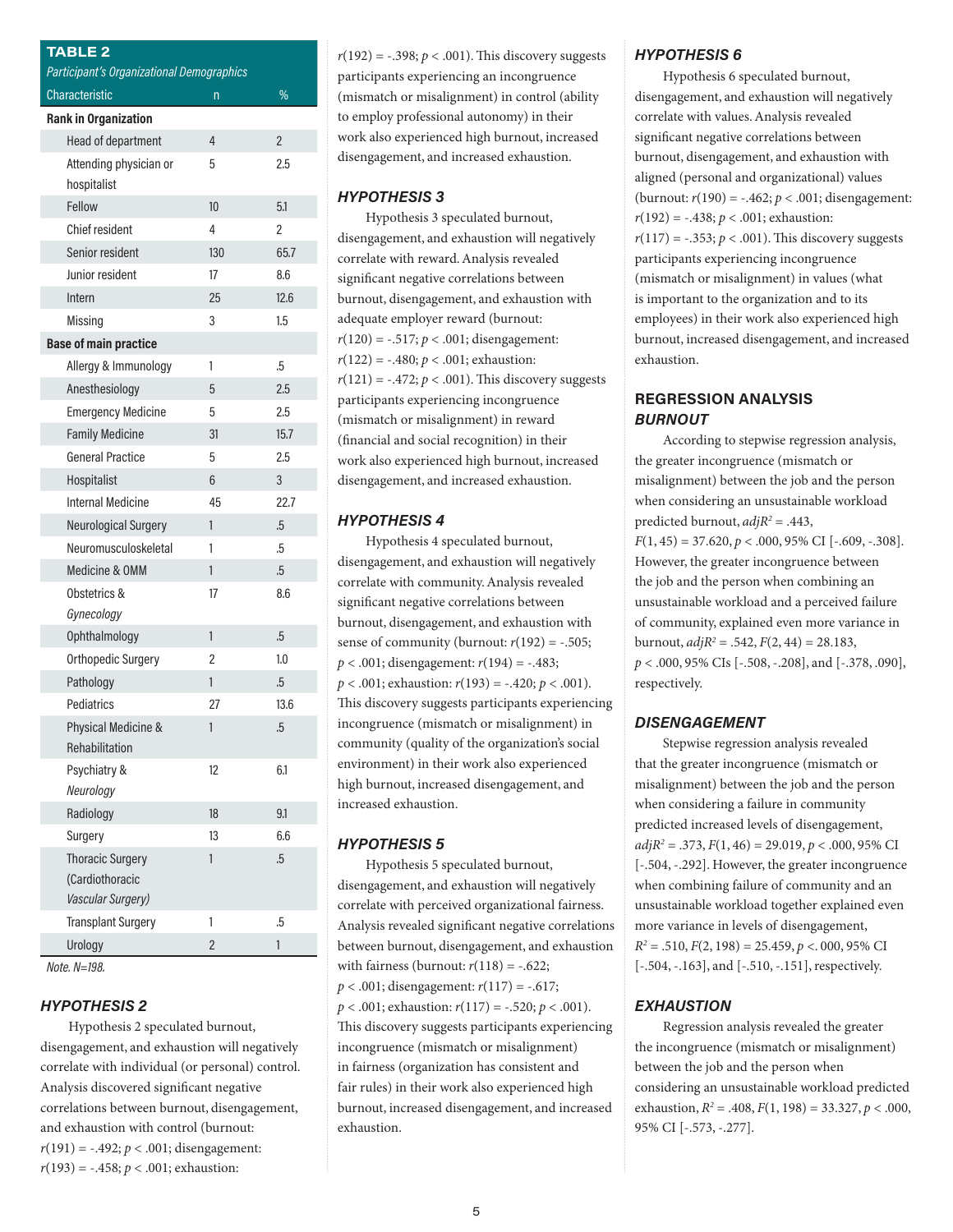**TABLE 2**

*Participant's Organizational Demographics*

| Characteristic | n | % |
|---|---|---|
| **Rank in Organization** | | |
| Head of department | 4 | 2 |
| Attending physician or hospitalist | 5 | 2.5 |
| Fellow | 10 | 5.1 |
| Chief resident | 4 | 2 |
| Senior resident | 130 | 65.7 |
| Junior resident | 17 | 8.6 |
| Intern | 25 | 12.6 |
| Missing | 3 | 1.5 |
| **Base of main practice** | | |
| Allergy & Immunology | 1 | .5 |
| Anesthesiology | 5 | 2.5 |
| Emergency Medicine | 5 | 2.5 |
| Family Medicine | 31 | 15.7 |
| General Practice | 5 | 2.5 |
| Hospitalist | 6 | 3 |
| Internal Medicine | 45 | 22.7 |
| Neurological Surgery | 1 | .5 |
| Neuromusculoskeletal | 1 | .5 |
| Medicine & OMM | 1 | .5 |
| Obstetrics & *Gynecology* | 17 | 8.6 |
| Ophthalmology | 1 | .5 |
| Orthopedic Surgery | 2 | 1.0 |
| Pathology | 1 | .5 |
| Pediatrics | 27 | 13.6 |
| Physical Medicine & Rehabilitation | 1 | .5 |
| Psychiatry & *Neurology* | 12 | 6.1 |
| Radiology | 18 | 9.1 |
| Surgery | 13 | 6.6 |
| Thoracic Surgery (Cardiothoracic *Vascular Surgery)* | 1 | .5 |
| Transplant Surgery | 1 | .5 |
| Urology | 2 | 1 |

*Note. N=198.*

### HYPOTHESIS 2

Hypothesis 2 speculated burnout, disengagement, and exhaustion will negatively correlate with individual (or personal) control. Analysis discovered significant negative correlations between burnout, disengagement, and exhaustion with control (burnout: $r(191) = -.492$; $p < .001$; disengagement: $r(193) = -.458$; $p < .001$; exhaustion: $r(192) = -.398$; $p < .001$). This discovery suggests participants experiencing an incongruence (mismatch or misalignment) in control (ability to employ professional autonomy) in their work also experienced high burnout, increased disengagement, and increased exhaustion.

### HYPOTHESIS 3

Hypothesis 3 speculated burnout, disengagement, and exhaustion will negatively correlate with reward. Analysis revealed significant negative correlations between burnout, disengagement, and exhaustion with adequate employer reward (burnout: $r(120) = -.517$; $p < .001$; disengagement: $r(122) = -.480$; $p < .001$; exhaustion: $r(121) = -.472$; $p < .001$). This discovery suggests participants experiencing incongruence (mismatch or misalignment) in reward (financial and social recognition) in their work also experienced high burnout, increased disengagement, and increased exhaustion.

### HYPOTHESIS 4

Hypothesis 4 speculated burnout, disengagement, and exhaustion will negatively correlate with community. Analysis revealed significant negative correlations between burnout, disengagement, and exhaustion with sense of community (burnout: $r(192) = -.505$; $p < .001$; disengagement: $r(194) = -.483$; $p < .001$; exhaustion: $r(193) = -.420$; $p < .001$). This discovery suggests participants experiencing incongruence (mismatch or misalignment) in community (quality of the organization's social environment) in their work also experienced high burnout, increased disengagement, and increased exhaustion.

### HYPOTHESIS 5

Hypothesis 5 speculated burnout, disengagement, and exhaustion will negatively correlate with perceived organizational fairness. Analysis revealed significant negative correlations between burnout, disengagement, and exhaustion with fairness (burnout: $r(118) = -.622$; $p < .001$; disengagement: $r(117) = -.617$; $p < .001$; exhaustion: $r(117) = -.520$; $p < .001$). This discovery suggests participants experiencing incongruence (mismatch or misalignment) in fairness (organization has consistent and fair rules) in their work also experienced high burnout, increased disengagement, and increased exhaustion.

### HYPOTHESIS 6

Hypothesis 6 speculated burnout, disengagement, and exhaustion will negatively correlate with values. Analysis revealed significant negative correlations between burnout, disengagement, and exhaustion with aligned (personal and organizational) values (burnout: $r(190) = -.462$; $p < .001$; disengagement: $r(192) = -.438$; $p < .001$; exhaustion: $r(117) = -.353$; $p < .001$). This discovery suggests participants experiencing incongruence (mismatch or misalignment) in values (what is important to the organization and to its employees) in their work also experienced high burnout, increased disengagement, and increased exhaustion.

## REGRESSION ANALYSIS

### BURNOUT

According to stepwise regression analysis, the greater incongruence (mismatch or misalignment) between the job and the person when considering an unsustainable workload predicted burnout, $adjR^2 = .443$, $F(1, 45) = 37.620$, $p < .000$, 95% CI [-.609, -.308]. However, the greater incongruence between the job and the person when combining an unsustainable workload and a perceived failure of community, explained even more variance in burnout, $adjR^2 = .542$, $F(2, 44) = 28.183$, $p < .000$, 95% CIs [-.508, -.208], and [-.378, .090], respectively.

### DISENGAGEMENT

Stepwise regression analysis revealed that the greater incongruence (mismatch or misalignment) between the job and the person when considering a failure in community predicted increased levels of disengagement, $adjR^2 = .373$, $F(1, 46) = 29.019$, $p < .000$, 95% CI [-.504, -.292]. However, the greater incongruence when combining failure of community and an unsustainable workload together explained even more variance in levels of disengagement, $R^2 = .510$, $F(2, 198) = 25.459$, $p <. 000$, 95% CI [-.504, -.163], and [-.510, -.151], respectively.

### EXHAUSTION

Regression analysis revealed the greater the incongruence (mismatch or misalignment) between the job and the person when considering an unsustainable workload predicted exhaustion, $R^2 = .408$, $F(1, 198) = 33.327$, $p < .000$, 95% CI [-.573, -.277].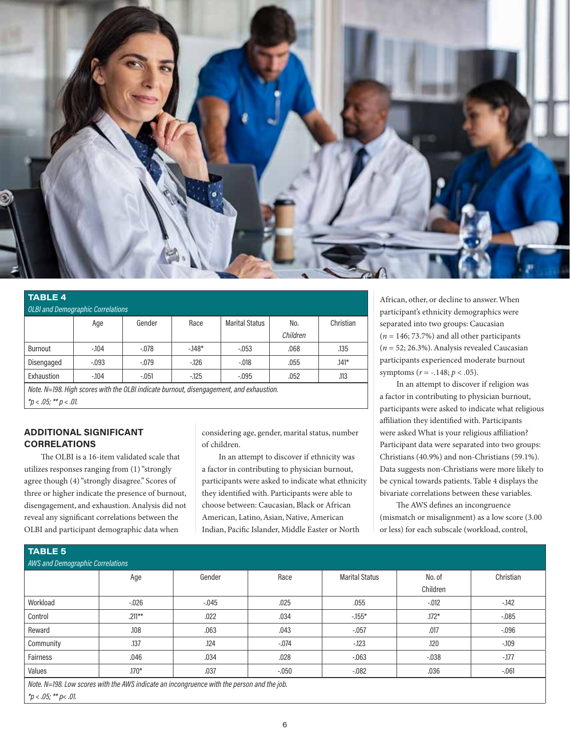**TABLE 4**

*OLBI and Demographic Correlations*

| | Age | Gender | Race | Marital Status | No. Children | Christian |
|---|---|---|---|---|---|---|
| Burnout | -.104 | -.078 | -.148* | -.053 | .068 | .135 |
| Disengaged | -.093 | -.079 | -.126 | -.018 | .055 | .141* |
| Exhaustion | -.104 | -.051 | -.125 | -.095 | .052 | .113 |

*Note. N=198. High scores with the OLBI indicate burnout, disengagement, and exhaustion.*
**p < .05; ** p < .01.*

### ADDITIONAL SIGNIFICANT CORRELATIONS

The OLBI is a 16-item validated scale that utilizes responses ranging from (1) "strongly agree though (4) "strongly disagree." Scores of three or higher indicate the presence of burnout, disengagement, and exhaustion. Analysis did not reveal any significant correlations between the OLBI and participant demographic data when considering age, gender, marital status, number of children.

In an attempt to discover if ethnicity was a factor in contributing to physician burnout, participants were asked to indicate what ethnicity they identified with. Participants were able to choose between: Caucasian, Black or African American, Latino, Asian, Native, American Indian, Pacific Islander, Middle Easter or North African, other, or decline to answer. When participant's ethnicity demographics were separated into two groups: Caucasian ($n = 146$; 73.7%) and all other participants ($n = 52$; 26.3%). Analysis revealed Caucasian participants experienced moderate burnout symptoms ($r = -.148$; $p < .05$).

In an attempt to discover if religion was a factor in contributing to physician burnout, participants were asked to indicate what religious affiliation they identified with. Participants were asked What is your religious affiliation? Participant data were separated into two groups: Christians (40.9%) and non-Christians (59.1%). Data suggests non-Christians were more likely to be cynical towards patients. Table 4 displays the bivariate correlations between these variables.

The AWS defines an incongruence (mismatch or misalignment) as a low score (3.00 or less) for each subscale (workload, control,

**TABLE 5**

*AWS and Demographic Correlations*

| | Age | Gender | Race | Marital Status | No. of Children | Christian |
|---|---|---|---|---|---|---|
| Workload | -.026 | -.045 | .025 | .055 | -.012 | -.142 |
| Control | .211** | .022 | .034 | -.155* | .172* | -.085 |
| Reward | .108 | .063 | .043 | -.057 | .017 | -.096 |
| Community | .137 | .124 | -.074 | -.123 | .120 | -.109 |
| Fairness | .046 | .034 | .028 | -.063 | -.038 | -.177 |
| Values | .170* | .037 | -.050 | -.082 | .036 | -.061 |

*Note. N=198. Low scores with the AWS indicate an incongruence with the person and the job.*
**p < .05; ** p< .01.*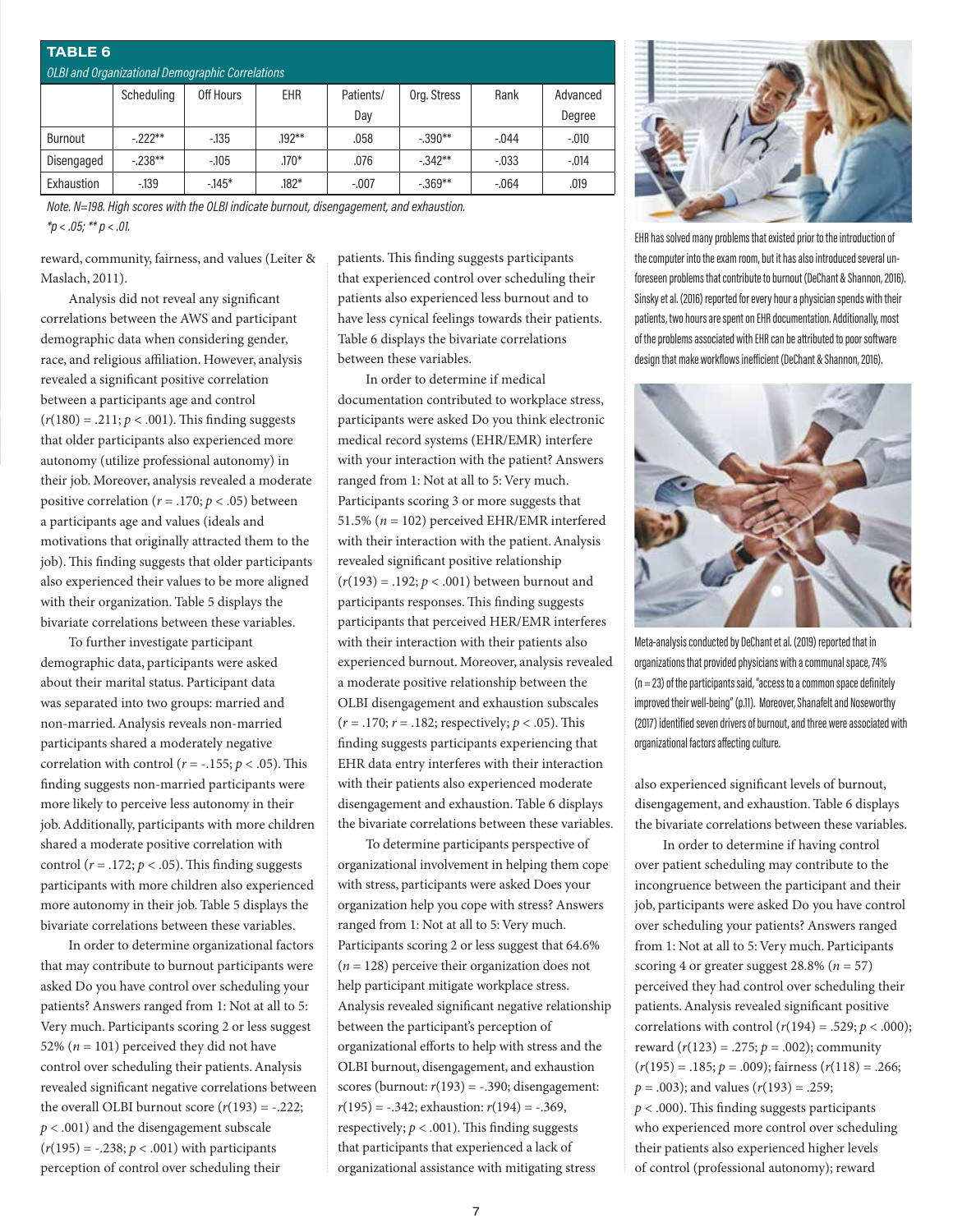**TABLE 6**

*OLBI and Organizational Demographic Correlations*

| | Scheduling | Off Hours | EHR | Patients/ Day | Org. Stress | Rank | Advanced Degree |
|---|---|---|---|---|---|---|---|
| Burnout | -.222** | -.135 | .192** | .058 | -.390** | -.044 | -.010 |
| Disengaged | -.238** | -.105 | .170* | .076 | -.342** | -.033 | -.014 |
| Exhaustion | -.139 | -.145* | .182* | -.007 | -.369** | -.064 | .019 |

*Note. N=198. High scores with the OLBI indicate burnout, disengagement, and exhaustion.*
*$*p < .05$; $**p < .01$.*

reward, community, fairness, and values (Leiter & Maslach, 2011).

Analysis did not reveal any significant correlations between the AWS and participant demographic data when considering gender, race, and religious affiliation. However, analysis revealed a significant positive correlation between a participants age and control ($r(180) = .211$; $p < .001$). This finding suggests that older participants also experienced more autonomy (utilize professional autonomy) in their job. Moreover, analysis revealed a moderate positive correlation ($r = .170$; $p < .05$) between a participants age and values (ideals and motivations that originally attracted them to the job). This finding suggests that older participants also experienced their values to be more aligned with their organization. Table 5 displays the bivariate correlations between these variables.

To further investigate participant demographic data, participants were asked about their marital status. Participant data was separated into two groups: married and non-married. Analysis reveals non-married participants shared a moderately negative correlation with control ($r = -.155$; $p < .05$). This finding suggests non-married participants were more likely to perceive less autonomy in their job. Additionally, participants with more children shared a moderate positive correlation with control ($r = .172$; $p < .05$). This finding suggests participants with more children also experienced more autonomy in their job. Table 5 displays the bivariate correlations between these variables.

In order to determine organizational factors that may contribute to burnout participants were asked Do you have control over scheduling your patients? Answers ranged from 1: Not at all to 5: Very much. Participants scoring 2 or less suggest 52% ($n = 101$) perceived they did not have control over scheduling their patients. Analysis revealed significant negative correlations between the overall OLBI burnout score ($r(193) = -.222$; $p < .001$) and the disengagement subscale ($r(195) = -.238$; $p < .001$) with participants perception of control over scheduling their patients. This finding suggests participants that experienced control over scheduling their patients also experienced less burnout and to have less cynical feelings towards their patients. Table 6 displays the bivariate correlations between these variables.

In order to determine if medical documentation contributed to workplace stress, participants were asked Do you think electronic medical record systems (EHR/EMR) interfere with your interaction with the patient? Answers ranged from 1: Not at all to 5: Very much. Participants scoring 3 or more suggests that 51.5% ($n = 102$) perceived EHR/EMR interfered with their interaction with the patient. Analysis revealed significant positive relationship ($r(193) = .192$; $p < .001$) between burnout and participants responses. This finding suggests participants that perceived HER/EMR interferes with their interaction with their patients also experienced burnout. Moreover, analysis revealed a moderate positive relationship between the OLBI disengagement and exhaustion subscales ($r = .170$; $r = .182$; respectively; $p < .05$). This finding suggests participants experiencing that EHR data entry interferes with their interaction with their patients also experienced moderate disengagement and exhaustion. Table 6 displays the bivariate correlations between these variables.

To determine participants perspective of organizational involvement in helping them cope with stress, participants were asked Does your organization help you cope with stress? Answers ranged from 1: Not at all to 5: Very much. Participants scoring 2 or less suggest that 64.6% ($n = 128$) perceive their organization does not help participant mitigate workplace stress. Analysis revealed significant negative relationship between the participant's perception of organizational efforts to help with stress and the OLBI burnout, disengagement, and exhaustion scores (burnout: $r(193) = -.390$; disengagement: $r(195) = -.342$; exhaustion: $r(194) = -.369$, respectively; $p < .001$). This finding suggests that participants that experienced a lack of organizational assistance with mitigating stress also experienced significant levels of burnout, disengagement, and exhaustion. Table 6 displays the bivariate correlations between these variables.

In order to determine if having control over patient scheduling may contribute to the incongruence between the participant and their job, participants were asked Do you have control over scheduling your patients? Answers ranged from 1: Not at all to 5: Very much. Participants scoring 4 or greater suggest 28.8% ($n = 57$) perceived they had control over scheduling their patients. Analysis revealed significant positive correlations with control ($r(194) = .529$; $p < .000$); reward ($r(123) = .275$; $p = .002$); community ($r(195) = .185$; $p = .009$); fairness ($r(118) = .266$; $p = .003$); and values ($r(193) = .259$; $p < .000$). This finding suggests participants who experienced more control over scheduling their patients also experienced higher levels of control (professional autonomy); reward

EHR has solved many problems that existed prior to the introduction of the computer into the exam room, but it has also introduced several unforeseen problems that contribute to burnout (DeChant & Shannon, 2016). Sinsky et al. (2016) reported for every hour a physician spends with their patients, two hours are spent on EHR documentation. Additionally, most of the problems associated with EHR can be attributed to poor software design that make workflows inefficient (DeChant & Shannon, 2016).

Meta-analysis conducted by DeChant et al. (2019) reported that in organizations that provided physicians with a communal space, 74% ($n = 23$) of the participants said, "access to a common space definitely improved their well-being" (p.11). Moreover, Shanafelt and Noseworthy (2017) identified seven drivers of burnout, and three were associated with organizational factors affecting culture.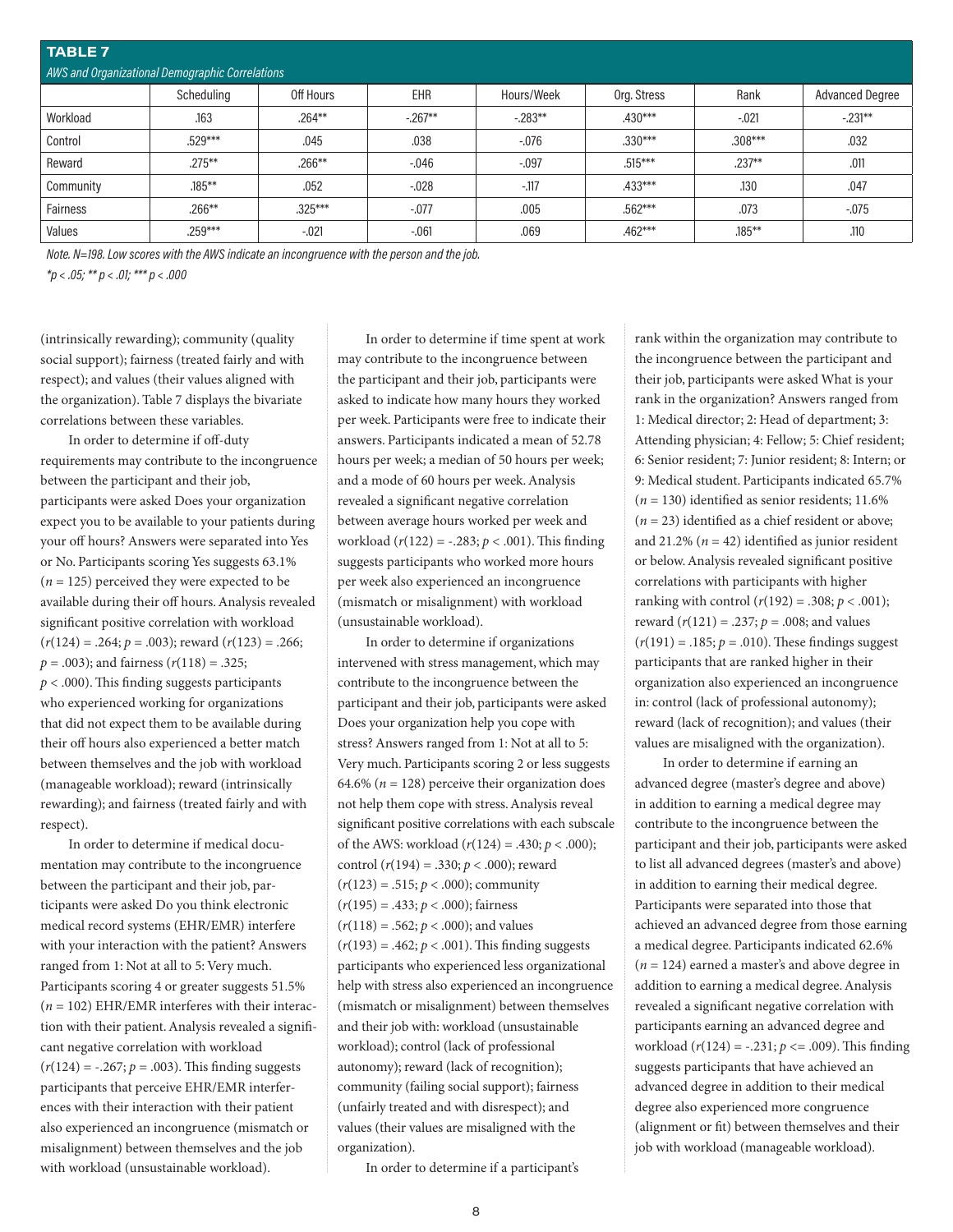**TABLE 7**

*AWS and Organizational Demographic Correlations*

| | Scheduling | Off Hours | EHR | Hours/Week | Org. Stress | Rank | Advanced Degree |
|---|---|---|---|---|---|---|---|
| Workload | .163 | .264** | -.267** | -.283** | .430*** | -.021 | -.231** |
| Control | .529*** | .045 | .038 | -.076 | .330*** | .308*** | .032 |
| Reward | .275** | .266** | -.046 | -.097 | .515*** | .237** | .011 |
| Community | .185** | .052 | -.028 | -.117 | .433*** | .130 | .047 |
| Fairness | .266** | .325*** | -.077 | .005 | .562*** | .073 | -.075 |
| Values | .259*** | -.021 | -.061 | .069 | .462*** | .185** | .110 |

*Note. N=198. Low scores with the AWS indicate an incongruence with the person and the job.*

*\*p < .05; \*\* p < .01; \*\*\* p < .000*

(intrinsically rewarding); community (quality social support); fairness (treated fairly and with respect); and values (their values aligned with the organization). Table 7 displays the bivariate correlations between these variables.

In order to determine if off-duty requirements may contribute to the incongruence between the participant and their job, participants were asked Does your organization expect you to be available to your patients during your off hours? Answers were separated into Yes or No. Participants scoring Yes suggests 63.1% ($n$ = 125) perceived they were expected to be available during their off hours. Analysis revealed significant positive correlation with workload ($r(124) = .264$; $p = .003$); reward ($r(123) = .266$; $p = .003$); and fairness ($r(118) = .325$; $p < .000$). This finding suggests participants who experienced working for organizations that did not expect them to be available during their off hours also experienced a better match between themselves and the job with workload (manageable workload); reward (intrinsically rewarding); and fairness (treated fairly and with respect).

In order to determine if medical documentation may contribute to the incongruence between the participant and their job, participants were asked Do you think electronic medical record systems (EHR/EMR) interfere with your interaction with the patient? Answers ranged from 1: Not at all to 5: Very much. Participants scoring 4 or greater suggests 51.5% ($n$ = 102) EHR/EMR interferes with their interaction with their patient. Analysis revealed a significant negative correlation with workload ($r(124) = -.267$; $p = .003$). This finding suggests participants that perceive EHR/EMR interferences with their interaction with their patient also experienced an incongruence (mismatch or misalignment) between themselves and the job with workload (unsustainable workload).

In order to determine if time spent at work may contribute to the incongruence between the participant and their job, participants were asked to indicate how many hours they worked per week. Participants were free to indicate their answers. Participants indicated a mean of 52.78 hours per week; a median of 50 hours per week; and a mode of 60 hours per week. Analysis revealed a significant negative correlation between average hours worked per week and workload ($r(122) = -.283$; $p < .001$). This finding suggests participants who worked more hours per week also experienced an incongruence (mismatch or misalignment) with workload (unsustainable workload).

In order to determine if organizations intervened with stress management, which may contribute to the incongruence between the participant and their job, participants were asked Does your organization help you cope with stress? Answers ranged from 1: Not at all to 5: Very much. Participants scoring 2 or less suggests 64.6% ($n$ = 128) perceive their organization does not help them cope with stress. Analysis reveal significant positive correlations with each subscale of the AWS: workload ($r(124) = .430$; $p < .000$); control ($r(194) = .330$; $p < .000$); reward ($r(123) = .515$; $p < .000$); community ($r(195) = .433$; $p < .000$); fairness ($r(118) = .562$; $p < .000$); and values ($r(193) = .462$; $p < .001$). This finding suggests participants who experienced less organizational help with stress also experienced an incongruence (mismatch or misalignment) between themselves and their job with: workload (unsustainable workload); control (lack of professional autonomy); reward (lack of recognition); community (failing social support); fairness (unfairly treated and with disrespect); and values (their values are misaligned with the organization).

In order to determine if a participant's rank within the organization may contribute to the incongruence between the participant and their job, participants were asked What is your rank in the organization? Answers ranged from 1: Medical director; 2: Head of department; 3: Attending physician; 4: Fellow; 5: Chief resident; 6: Senior resident; 7: Junior resident; 8: Intern; or 9: Medical student. Participants indicated 65.7% ($n$ = 130) identified as senior residents; 11.6% ($n$ = 23) identified as a chief resident or above; and 21.2% ($n$ = 42) identified as junior resident or below. Analysis revealed significant positive correlations with participants with higher ranking with control ($r(192) = .308$; $p < .001$); reward ($r(121) = .237$; $p = .008$; and values ($r(191) = .185$; $p = .010$). These findings suggest participants that are ranked higher in their organization also experienced an incongruence in: control (lack of professional autonomy); reward (lack of recognition); and values (their values are misaligned with the organization).

In order to determine if earning an advanced degree (master's degree and above) in addition to earning a medical degree may contribute to the incongruence between the participant and their job, participants were asked to list all advanced degrees (master's and above) in addition to earning their medical degree. Participants were separated into those that achieved an advanced degree from those earning a medical degree. Participants indicated 62.6% ($n$ = 124) earned a master's and above degree in addition to earning a medical degree. Analysis revealed a significant negative correlation with participants earning an advanced degree and workload ($r(124) = -.231$; $p <= .009$). This finding suggests participants that have achieved an advanced degree in addition to their medical degree also experienced more congruence (alignment or fit) between themselves and their job with workload (manageable workload).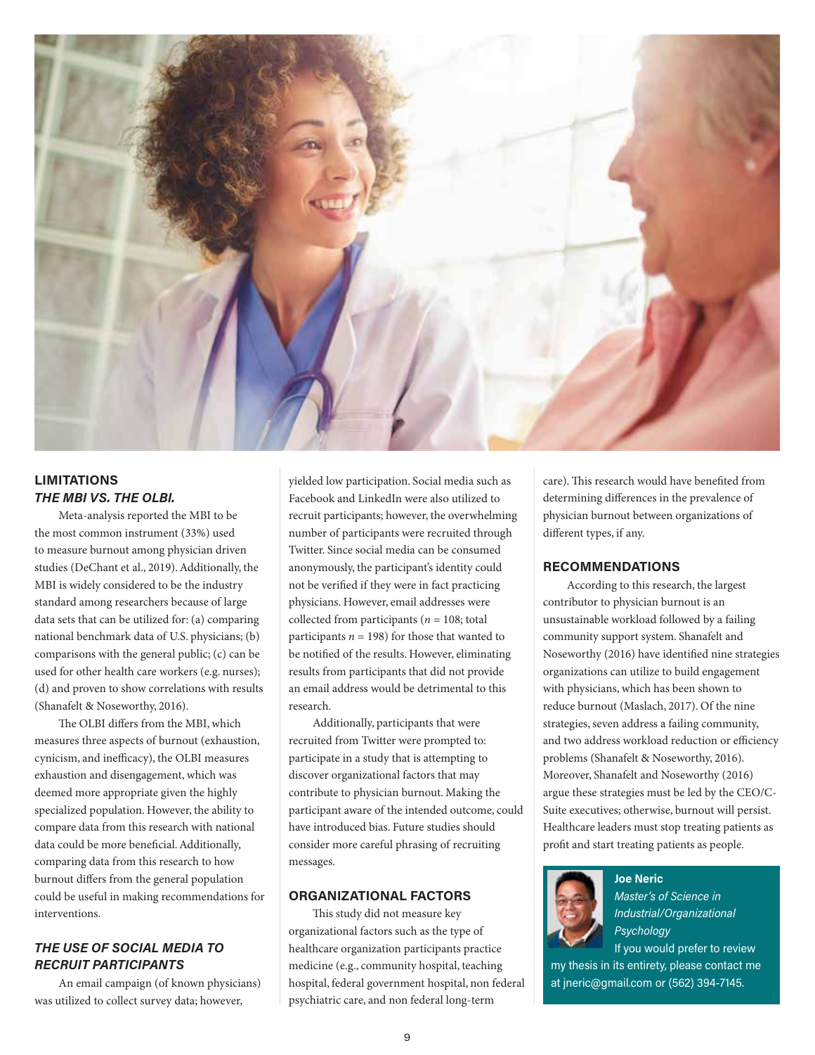## LIMITATIONS

### *THE MBI VS. THE OLBI.*

Meta-analysis reported the MBI to be the most common instrument (33%) used to measure burnout among physician driven studies (DeChant et al., 2019). Additionally, the MBI is widely considered to be the industry standard among researchers because of large data sets that can be utilized for: (a) comparing national benchmark data of U.S. physicians; (b) comparisons with the general public; (c) can be used for other health care workers (e.g. nurses); (d) and proven to show correlations with results (Shanafelt & Noseworthy, 2016).

The OLBI differs from the MBI, which measures three aspects of burnout (exhaustion, cynicism, and inefficacy), the OLBI measures exhaustion and disengagement, which was deemed more appropriate given the highly specialized population. However, the ability to compare data from this research with national data could be more beneficial. Additionally, comparing data from this research to how burnout differs from the general population could be useful in making recommendations for interventions.

### *THE USE OF SOCIAL MEDIA TO RECRUIT PARTICIPANTS*

An email campaign (of known physicians) was utilized to collect survey data; however, yielded low participation. Social media such as Facebook and LinkedIn were also utilized to recruit participants; however, the overwhelming number of participants were recruited through Twitter. Since social media can be consumed anonymously, the participant's identity could not be verified if they were in fact practicing physicians. However, email addresses were collected from participants ($n$ = 108; total participants $n$ = 198) for those that wanted to be notified of the results. However, eliminating results from participants that did not provide an email address would be detrimental to this research.

Additionally, participants that were recruited from Twitter were prompted to: participate in a study that is attempting to discover organizational factors that may contribute to physician burnout. Making the participant aware of the intended outcome, could have introduced bias. Future studies should consider more careful phrasing of recruiting messages.

## ORGANIZATIONAL FACTORS

This study did not measure key organizational factors such as the type of healthcare organization participants practice medicine (e.g., community hospital, teaching hospital, federal government hospital, non federal psychiatric care, and non federal long-term care). This research would have benefited from determining differences in the prevalence of physician burnout between organizations of different types, if any.

## RECOMMENDATIONS

According to this research, the largest contributor to physician burnout is an unsustainable workload followed by a failing community support system. Shanafelt and Noseworthy (2016) have identified nine strategies organizations can utilize to build engagement with physicians, which has been shown to reduce burnout (Maslach, 2017). Of the nine strategies, seven address a failing community, and two address workload reduction or efficiency problems (Shanafelt & Noseworthy, 2016). Moreover, Shanafelt and Noseworthy (2016) argue these strategies must be led by the CEO/C-Suite executives; otherwise, burnout will persist. Healthcare leaders must stop treating patients as profit and start treating patients as people.

**Joe Neric**
*Master's of Science in Industrial/Organizational Psychology*

If you would prefer to review my thesis in its entirety, please contact me at jneric@gmail.com or (562) 394-7145.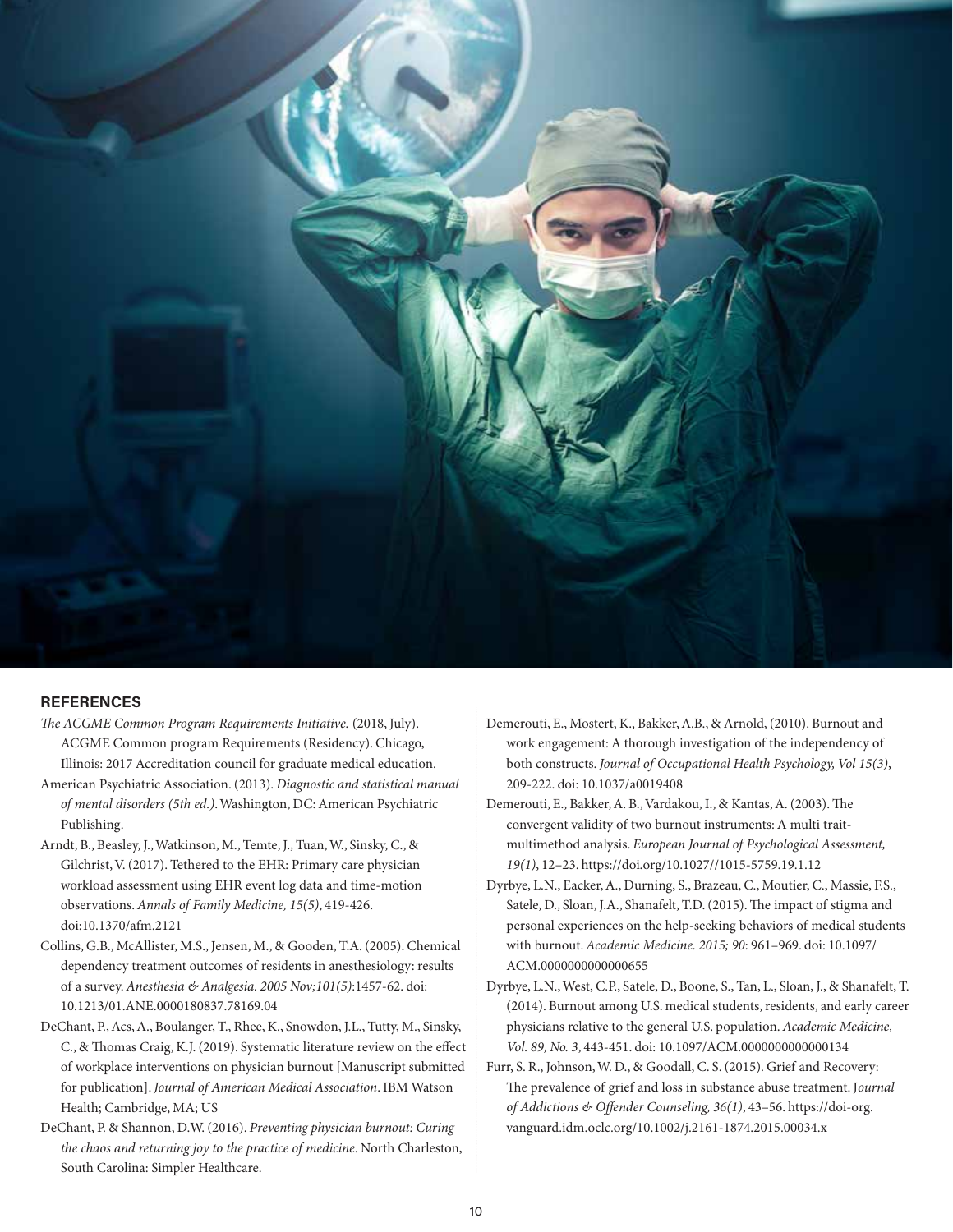## REFERENCES

*The ACGME Common Program Requirements Initiative.* (2018, July). ACGME Common program Requirements (Residency). Chicago, Illinois: 2017 Accreditation council for graduate medical education.

American Psychiatric Association. (2013). *Diagnostic and statistical manual of mental disorders (5th ed.).* Washington, DC: American Psychiatric Publishing.

Arndt, B., Beasley, J., Watkinson, M., Temte, J., Tuan, W., Sinsky, C., & Gilchrist, V. (2017). Tethered to the EHR: Primary care physician workload assessment using EHR event log data and time-motion observations. *Annals of Family Medicine, 15(5)*, 419-426. doi:10.1370/afm.2121

Collins, G.B., McAllister, M.S., Jensen, M., & Gooden, T.A. (2005). Chemical dependency treatment outcomes of residents in anesthesiology: results of a survey. *Anesthesia & Analgesia. 2005 Nov;101(5)*:1457-62. doi: 10.1213/01.ANE.0000180837.78169.04

DeChant, P., Acs, A., Boulanger, T., Rhee, K., Snowdon, J.L., Tutty, M., Sinsky, C., & Thomas Craig, K.J. (2019). Systematic literature review on the effect of workplace interventions on physician burnout [Manuscript submitted for publication]. *Journal of American Medical Association*. IBM Watson Health; Cambridge, MA; US

DeChant, P. & Shannon, D.W. (2016). *Preventing physician burnout: Curing the chaos and returning joy to the practice of medicine*. North Charleston, South Carolina: Simpler Healthcare.

Demerouti, E., Mostert, K., Bakker, A.B., & Arnold, (2010). Burnout and work engagement: A thorough investigation of the independency of both constructs. *Journal of Occupational Health Psychology, Vol 15(3)*, 209-222. doi: 10.1037/a0019408

Demerouti, E., Bakker, A. B., Vardakou, I., & Kantas, A. (2003). The convergent validity of two burnout instruments: A multi trait-multimethod analysis. *European Journal of Psychological Assessment, 19(1)*, 12–23. https://doi.org/10.1027//1015-5759.19.1.12

Dyrbye, L.N., Eacker, A., Durning, S., Brazeau, C., Moutier, C., Massie, F.S., Satele, D., Sloan, J.A., Shanafelt, T.D. (2015). The impact of stigma and personal experiences on the help-seeking behaviors of medical students with burnout. *Academic Medicine. 2015; 90*: 961–969. doi: 10.1097/ACM.0000000000000655

Dyrbye, L.N., West, C.P., Satele, D., Boone, S., Tan, L., Sloan, J., & Shanafelt, T. (2014). Burnout among U.S. medical students, residents, and early career physicians relative to the general U.S. population. *Academic Medicine, Vol. 89, No. 3*, 443-451. doi: 10.1097/ACM.0000000000000134

Furr, S. R., Johnson, W. D., & Goodall, C. S. (2015). Grief and Recovery: The prevalence of grief and loss in substance abuse treatment. J*ournal of Addictions & Offender Counseling, 36(1)*, 43–56. https://doi-org.vanguard.idm.oclc.org/10.1002/j.2161-1874.2015.00034.x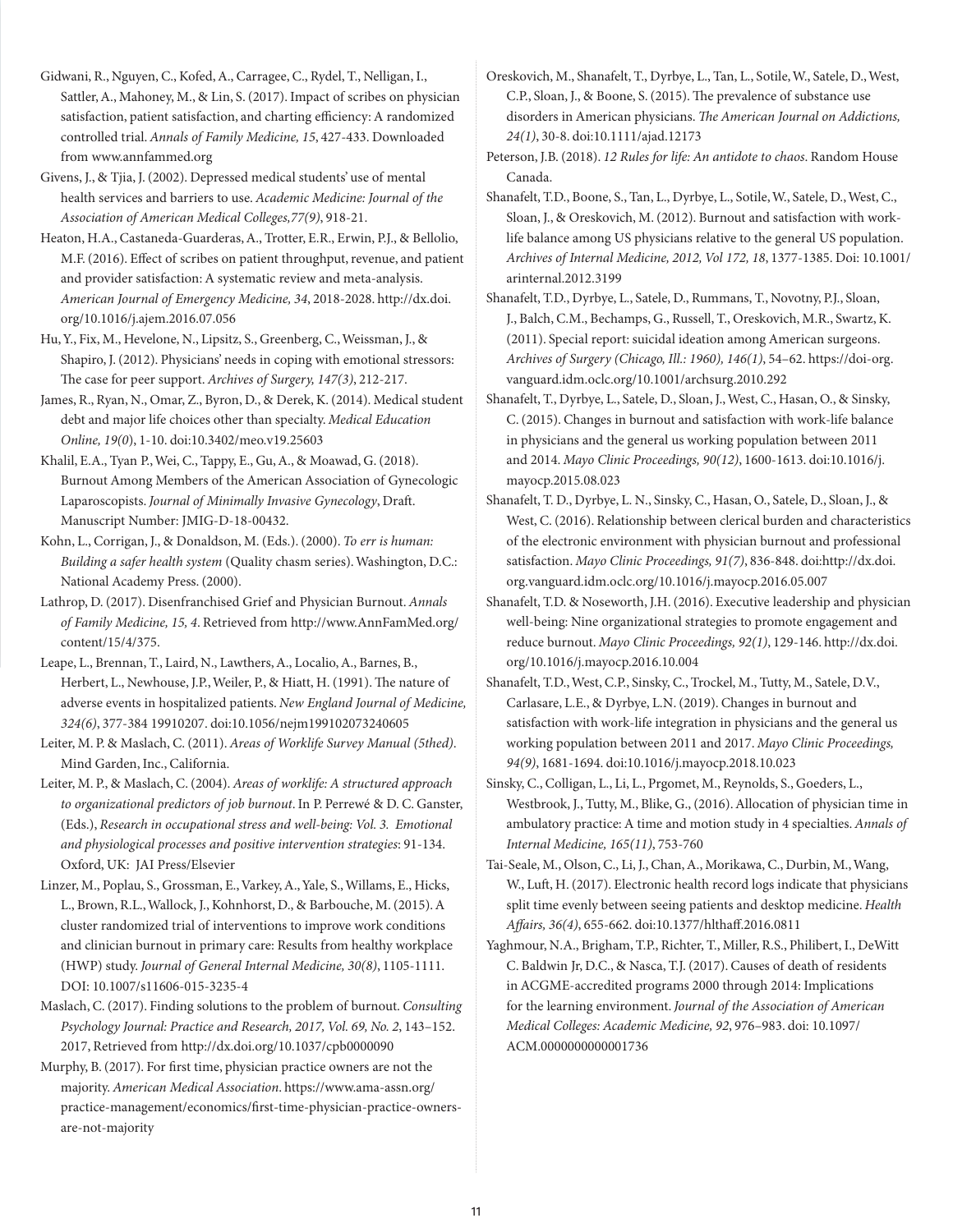Gidwani, R., Nguyen, C., Kofed, A., Carragee, C., Rydel, T., Nelligan, I., Sattler, A., Mahoney, M., & Lin, S. (2017). Impact of scribes on physician satisfaction, patient satisfaction, and charting efficiency: A randomized controlled trial. *Annals of Family Medicine, 15*, 427-433. Downloaded from www.annfammed.org

Givens, J., & Tjia, J. (2002). Depressed medical students' use of mental health services and barriers to use. *Academic Medicine: Journal of the Association of American Medical Colleges,77(9)*, 918-21.

Heaton, H.A., Castaneda-Guarderas, A., Trotter, E.R., Erwin, P.J., & Bellolio, M.F. (2016). Effect of scribes on patient throughput, revenue, and patient and provider satisfaction: A systematic review and meta-analysis. *American Journal of Emergency Medicine, 34*, 2018-2028. http://dx.doi.org/10.1016/j.ajem.2016.07.056

Hu, Y., Fix, M., Hevelone, N., Lipsitz, S., Greenberg, C., Weissman, J., & Shapiro, J. (2012). Physicians' needs in coping with emotional stressors: The case for peer support. *Archives of Surgery, 147(3)*, 212-217.

James, R., Ryan, N., Omar, Z., Byron, D., & Derek, K. (2014). Medical student debt and major life choices other than specialty. *Medical Education Online, 19(0)*, 1-10. doi:10.3402/meo.v19.25603

Khalil, E.A., Tyan P., Wei, C., Tappy, E., Gu, A., & Moawad, G. (2018). Burnout Among Members of the American Association of Gynecologic Laparoscopists. *Journal of Minimally Invasive Gynecology*, Draft. Manuscript Number: JMIG-D-18-00432.

Kohn, L., Corrigan, J., & Donaldson, M. (Eds.). (2000). *To err is human: Building a safer health system* (Quality chasm series). Washington, D.C.: National Academy Press. (2000).

Lathrop, D. (2017). Disenfranchised Grief and Physician Burnout. *Annals of Family Medicine, 15, 4*. Retrieved from http://www.AnnFamMed.org/content/15/4/375.

Leape, L., Brennan, T., Laird, N., Lawthers, A., Localio, A., Barnes, B., Herbert, L., Newhouse, J.P., Weiler, P., & Hiatt, H. (1991). The nature of adverse events in hospitalized patients. *New England Journal of Medicine, 324(6)*, 377-384 19910207. doi:10.1056/nejm199102073240605

Leiter, M. P. & Maslach, C. (2011). *Areas of Worklife Survey Manual (5thed)*. Mind Garden, Inc., California.

Leiter, M. P., & Maslach, C. (2004). *Areas of worklife: A structured approach to organizational predictors of job burnout*. In P. Perrewé & D. C. Ganster, (Eds.), *Research in occupational stress and well-being: Vol. 3. Emotional and physiological processes and positive intervention strategies*: 91-134. Oxford, UK: JAI Press/Elsevier

Linzer, M., Poplau, S., Grossman, E., Varkey, A., Yale, S., Willams, E., Hicks, L., Brown, R.L., Wallock, J., Kohnhorst, D., & Barbouche, M. (2015). A cluster randomized trial of interventions to improve work conditions and clinician burnout in primary care: Results from healthy workplace (HWP) study. *Journal of General Internal Medicine, 30(8)*, 1105-1111. DOI: 10.1007/s11606-015-3235-4

Maslach, C. (2017). Finding solutions to the problem of burnout. *Consulting Psychology Journal: Practice and Research, 2017, Vol. 69, No. 2*, 143–152. 2017, Retrieved from http://dx.doi.org/10.1037/cpb0000090

Murphy, B. (2017). For first time, physician practice owners are not the majority. *American Medical Association*. https://www.ama-assn.org/practice-management/economics/first-time-physician-practice-owners-are-not-majority

Oreskovich, M., Shanafelt, T., Dyrbye, L., Tan, L., Sotile, W., Satele, D., West, C.P., Sloan, J., & Boone, S. (2015). The prevalence of substance use disorders in American physicians. *The American Journal on Addictions, 24(1)*, 30-8. doi:10.1111/ajad.12173

Peterson, J.B. (2018). *12 Rules for life: An antidote to chaos*. Random House Canada.

Shanafelt, T.D., Boone, S., Tan, L., Dyrbye, L., Sotile, W., Satele, D., West, C., Sloan, J., & Oreskovich, M. (2012). Burnout and satisfaction with work-life balance among US physicians relative to the general US population. *Archives of Internal Medicine, 2012, Vol 172, 18*, 1377-1385. Doi: 10.1001/arinternal.2012.3199

Shanafelt, T.D., Dyrbye, L., Satele, D., Rummans, T., Novotny, P.J., Sloan, J., Balch, C.M., Bechamps, G., Russell, T., Oreskovich, M.R., Swartz, K. (2011). Special report: suicidal ideation among American surgeons. *Archives of Surgery (Chicago, Ill.: 1960), 146(1)*, 54–62. https://doi-org.vanguard.idm.oclc.org/10.1001/archsurg.2010.292

Shanafelt, T., Dyrbye, L., Satele, D., Sloan, J., West, C., Hasan, O., & Sinsky, C. (2015). Changes in burnout and satisfaction with work-life balance in physicians and the general us working population between 2011 and 2014. *Mayo Clinic Proceedings, 90(12)*, 1600-1613. doi:10.1016/j.mayocp.2015.08.023

Shanafelt, T. D., Dyrbye, L. N., Sinsky, C., Hasan, O., Satele, D., Sloan, J., & West, C. (2016). Relationship between clerical burden and characteristics of the electronic environment with physician burnout and professional satisfaction. *Mayo Clinic Proceedings, 91(7)*, 836-848. doi:http://dx.doi.org.vanguard.idm.oclc.org/10.1016/j.mayocp.2016.05.007

Shanafelt, T.D. & Noseworth, J.H. (2016). Executive leadership and physician well-being: Nine organizational strategies to promote engagement and reduce burnout. *Mayo Clinic Proceedings, 92(1)*, 129-146. http://dx.doi.org/10.1016/j.mayocp.2016.10.004

Shanafelt, T.D., West, C.P., Sinsky, C., Trockel, M., Tutty, M., Satele, D.V., Carlasare, L.E., & Dyrbye, L.N. (2019). Changes in burnout and satisfaction with work-life integration in physicians and the general us working population between 2011 and 2017. *Mayo Clinic Proceedings, 94(9)*, 1681-1694. doi:10.1016/j.mayocp.2018.10.023

Sinsky, C., Colligan, L., Li, L., Prgomet, M., Reynolds, S., Goeders, L., Westbrook, J., Tutty, M., Blike, G., (2016). Allocation of physician time in ambulatory practice: A time and motion study in 4 specialties. *Annals of Internal Medicine, 165(11)*, 753-760

Tai-Seale, M., Olson, C., Li, J., Chan, A., Morikawa, C., Durbin, M., Wang, W., Luft, H. (2017). Electronic health record logs indicate that physicians split time evenly between seeing patients and desktop medicine. *Health Affairs, 36(4)*, 655-662. doi:10.1377/hlthaff.2016.0811

Yaghmour, N.A., Brigham, T.P., Richter, T., Miller, R.S., Philibert, I., DeWitt C. Baldwin Jr, D.C., & Nasca, T.J. (2017). Causes of death of residents in ACGME-accredited programs 2000 through 2014: Implications for the learning environment. *Journal of the Association of American Medical Colleges: Academic Medicine, 92*, 976–983. doi: 10.1097/ACM.0000000000001736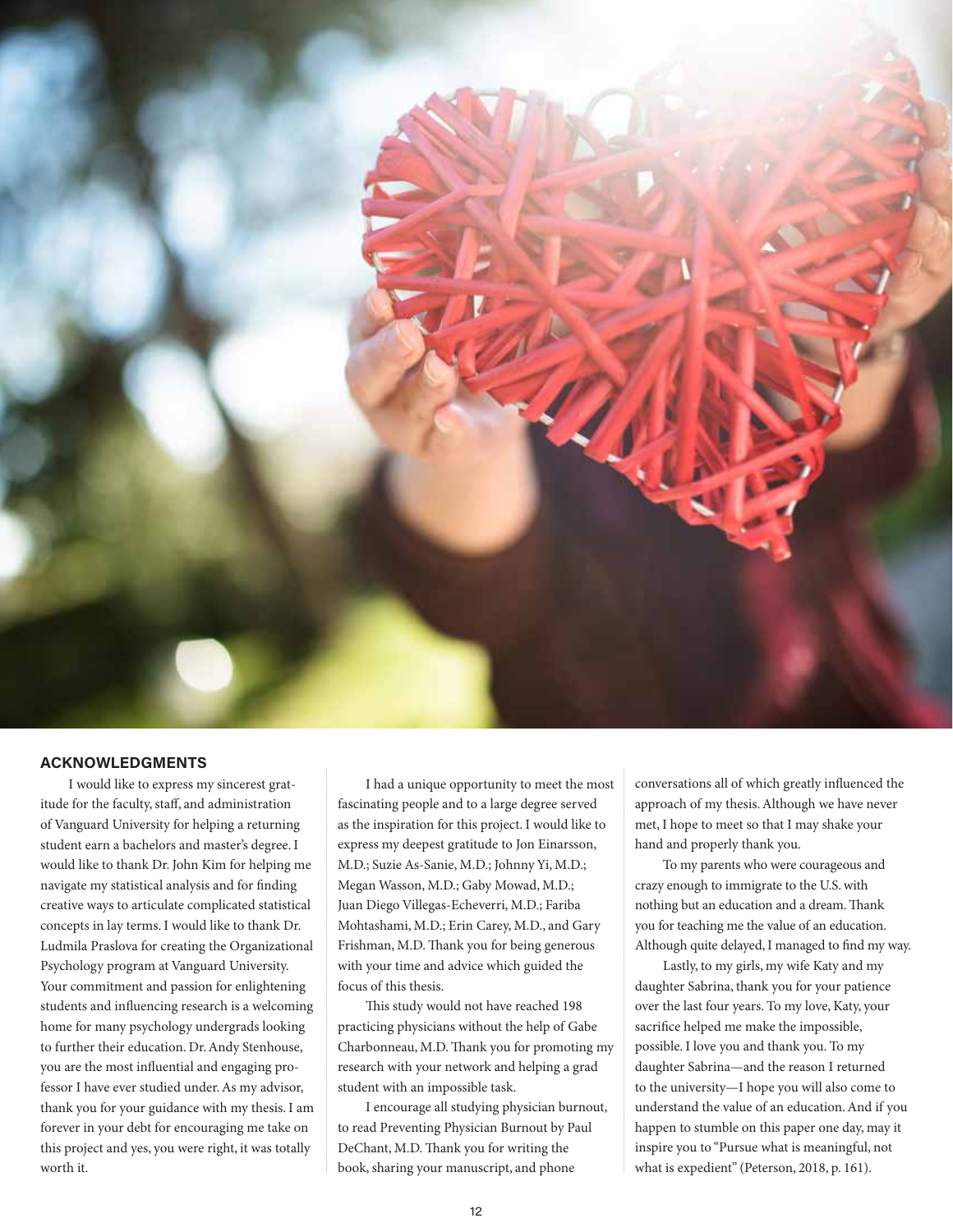## ACKNOWLEDGMENTS

I would like to express my sincerest gratitude for the faculty, staff, and administration of Vanguard University for helping a returning student earn a bachelors and master's degree. I would like to thank Dr. John Kim for helping me navigate my statistical analysis and for finding creative ways to articulate complicated statistical concepts in lay terms. I would like to thank Dr. Ludmila Praslova for creating the Organizational Psychology program at Vanguard University. Your commitment and passion for enlightening students and influencing research is a welcoming home for many psychology undergrads looking to further their education. Dr. Andy Stenhouse, you are the most influential and engaging professor I have ever studied under. As my advisor, thank you for your guidance with my thesis. I am forever in your debt for encouraging me take on this project and yes, you were right, it was totally worth it.

I had a unique opportunity to meet the most fascinating people and to a large degree served as the inspiration for this project. I would like to express my deepest gratitude to Jon Einarsson, M.D.; Suzie As-Sanie, M.D.; Johnny Yi, M.D.; Megan Wasson, M.D.; Gaby Mowad, M.D.; Juan Diego Villegas-Echeverri, M.D.; Fariba Mohtashami, M.D.; Erin Carey, M.D., and Gary Frishman, M.D. Thank you for being generous with your time and advice which guided the focus of this thesis.

This study would not have reached 198 practicing physicians without the help of Gabe Charbonneau, M.D. Thank you for promoting my research with your network and helping a grad student with an impossible task.

I encourage all studying physician burnout, to read Preventing Physician Burnout by Paul DeChant, M.D. Thank you for writing the book, sharing your manuscript, and phone conversations all of which greatly influenced the approach of my thesis. Although we have never met, I hope to meet so that I may shake your hand and properly thank you.

To my parents who were courageous and crazy enough to immigrate to the U.S. with nothing but an education and a dream. Thank you for teaching me the value of an education. Although quite delayed, I managed to find my way.

Lastly, to my girls, my wife Katy and my daughter Sabrina, thank you for your patience over the last four years. To my love, Katy, your sacrifice helped me make the impossible, possible. I love you and thank you. To my daughter Sabrina—and the reason I returned to the university—I hope you will also come to understand the value of an education. And if you happen to stumble on this paper one day, may it inspire you to "Pursue what is meaningful, not what is expedient" (Peterson, 2018, p. 161).